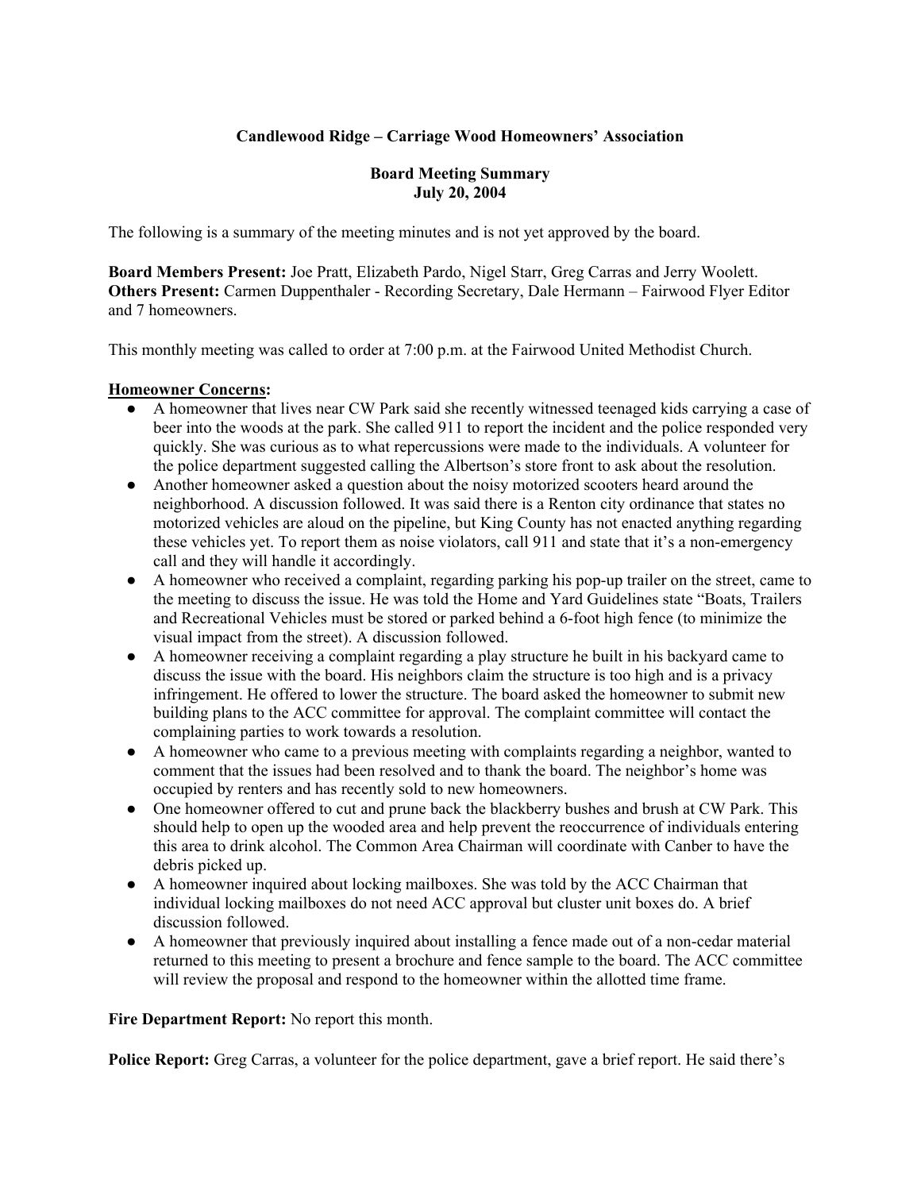**Candlewood Ridge – Carriage Wood Homeowners' Association**

**Board Meeting Summary**
**July 20, 2004**

The following is a summary of the meeting minutes and is not yet approved by the board.

**Board Members Present:** Joe Pratt, Elizabeth Pardo, Nigel Starr, Greg Carras and Jerry Woolett.
**Others Present:** Carmen Duppenthaler - Recording Secretary, Dale Hermann – Fairwood Flyer Editor and 7 homeowners.

This monthly meeting was called to order at 7:00 p.m. at the Fairwood United Methodist Church.

**Homeowner Concerns:**

- A homeowner that lives near CW Park said she recently witnessed teenaged kids carrying a case of beer into the woods at the park. She called 911 to report the incident and the police responded very quickly. She was curious as to what repercussions were made to the individuals. A volunteer for the police department suggested calling the Albertson's store front to ask about the resolution.
- Another homeowner asked a question about the noisy motorized scooters heard around the neighborhood. A discussion followed. It was said there is a Renton city ordinance that states no motorized vehicles are aloud on the pipeline, but King County has not enacted anything regarding these vehicles yet. To report them as noise violators, call 911 and state that it's a non-emergency call and they will handle it accordingly.
- A homeowner who received a complaint, regarding parking his pop-up trailer on the street, came to the meeting to discuss the issue. He was told the Home and Yard Guidelines state "Boats, Trailers and Recreational Vehicles must be stored or parked behind a 6-foot high fence (to minimize the visual impact from the street). A discussion followed.
- A homeowner receiving a complaint regarding a play structure he built in his backyard came to discuss the issue with the board. His neighbors claim the structure is too high and is a privacy infringement. He offered to lower the structure. The board asked the homeowner to submit new building plans to the ACC committee for approval. The complaint committee will contact the complaining parties to work towards a resolution.
- A homeowner who came to a previous meeting with complaints regarding a neighbor, wanted to comment that the issues had been resolved and to thank the board. The neighbor's home was occupied by renters and has recently sold to new homeowners.
- One homeowner offered to cut and prune back the blackberry bushes and brush at CW Park. This should help to open up the wooded area and help prevent the reoccurrence of individuals entering this area to drink alcohol. The Common Area Chairman will coordinate with Canber to have the debris picked up.
- A homeowner inquired about locking mailboxes. She was told by the ACC Chairman that individual locking mailboxes do not need ACC approval but cluster unit boxes do. A brief discussion followed.
- A homeowner that previously inquired about installing a fence made out of a non-cedar material returned to this meeting to present a brochure and fence sample to the board. The ACC committee will review the proposal and respond to the homeowner within the allotted time frame.

**Fire Department Report:** No report this month.

**Police Report:** Greg Carras, a volunteer for the police department, gave a brief report. He said there's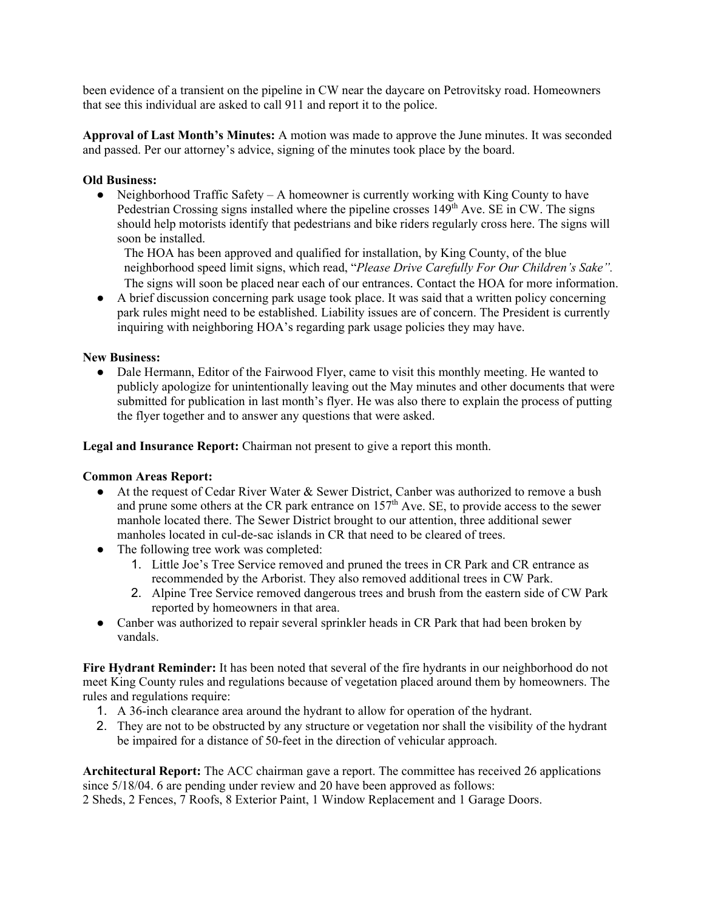been evidence of a transient on the pipeline in CW near the daycare on Petrovitsky road. Homeowners that see this individual are asked to call 911 and report it to the police.

**Approval of Last Month's Minutes:** A motion was made to approve the June minutes. It was seconded and passed. Per our attorney's advice, signing of the minutes took place by the board.

**Old Business:**

- Neighborhood Traffic Safety – A homeowner is currently working with King County to have Pedestrian Crossing signs installed where the pipeline crosses 149th Ave. SE in CW. The signs should help motorists identify that pedestrians and bike riders regularly cross here. The signs will soon be installed.
  The HOA has been approved and qualified for installation, by King County, of the blue neighborhood speed limit signs, which read, "*Please Drive Carefully For Our Children's Sake".* The signs will soon be placed near each of our entrances. Contact the HOA for more information.
- A brief discussion concerning park usage took place. It was said that a written policy concerning park rules might need to be established. Liability issues are of concern. The President is currently inquiring with neighboring HOA's regarding park usage policies they may have.

**New Business:**

- Dale Hermann, Editor of the Fairwood Flyer, came to visit this monthly meeting. He wanted to publicly apologize for unintentionally leaving out the May minutes and other documents that were submitted for publication in last month's flyer. He was also there to explain the process of putting the flyer together and to answer any questions that were asked.

**Legal and Insurance Report:** Chairman not present to give a report this month.

**Common Areas Report:**

- At the request of Cedar River Water & Sewer District, Canber was authorized to remove a bush and prune some others at the CR park entrance on 157th Ave. SE, to provide access to the sewer manhole located there. The Sewer District brought to our attention, three additional sewer manholes located in cul-de-sac islands in CR that need to be cleared of trees.
- The following tree work was completed:
  1. Little Joe's Tree Service removed and pruned the trees in CR Park and CR entrance as recommended by the Arborist. They also removed additional trees in CW Park.
  2. Alpine Tree Service removed dangerous trees and brush from the eastern side of CW Park reported by homeowners in that area.
- Canber was authorized to repair several sprinkler heads in CR Park that had been broken by vandals.

**Fire Hydrant Reminder:** It has been noted that several of the fire hydrants in our neighborhood do not meet King County rules and regulations because of vegetation placed around them by homeowners. The rules and regulations require:

1. A 36-inch clearance area around the hydrant to allow for operation of the hydrant.
2. They are not to be obstructed by any structure or vegetation nor shall the visibility of the hydrant be impaired for a distance of 50-feet in the direction of vehicular approach.

**Architectural Report:** The ACC chairman gave a report. The committee has received 26 applications since 5/18/04. 6 are pending under review and 20 have been approved as follows:
2 Sheds, 2 Fences, 7 Roofs, 8 Exterior Paint, 1 Window Replacement and 1 Garage Doors.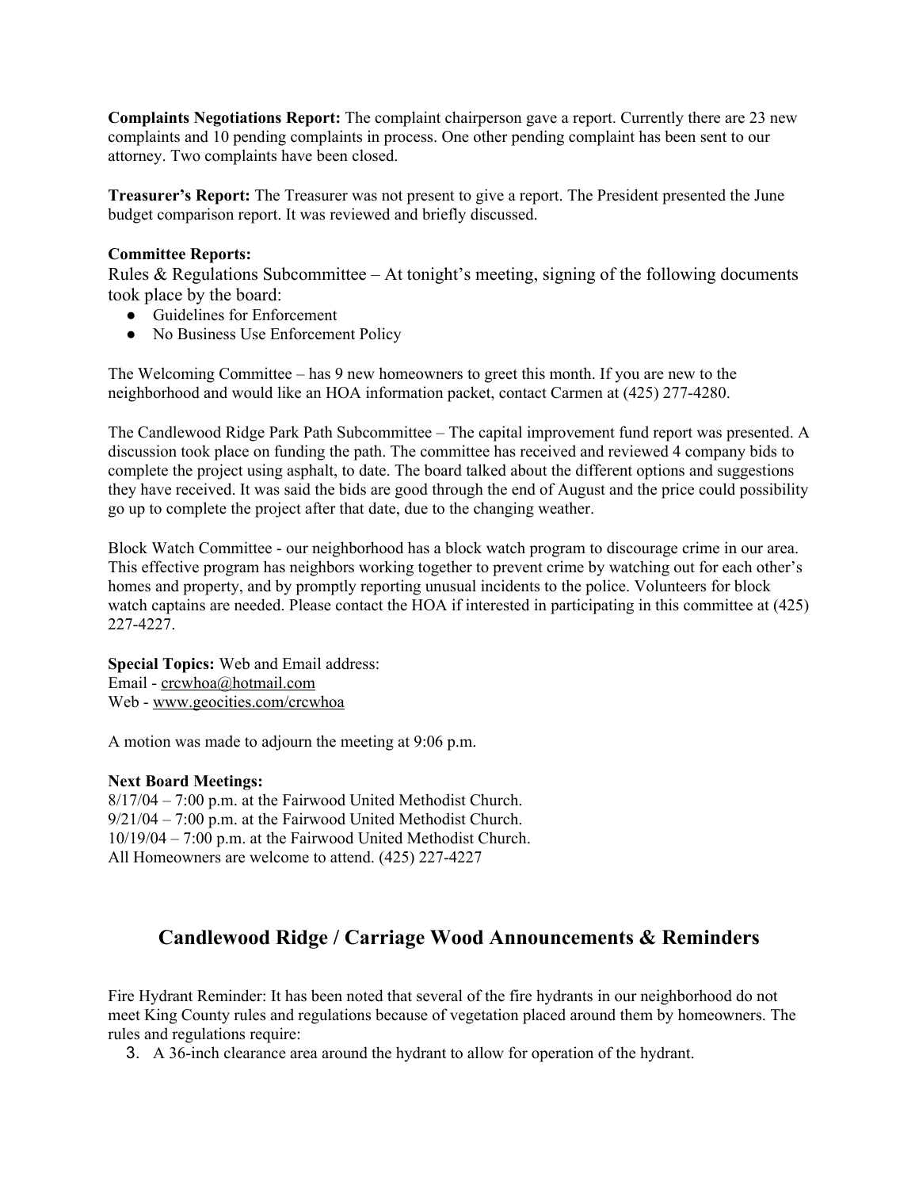**Complaints Negotiations Report:** The complaint chairperson gave a report. Currently there are 23 new complaints and 10 pending complaints in process. One other pending complaint has been sent to our attorney. Two complaints have been closed.

**Treasurer's Report:** The Treasurer was not present to give a report. The President presented the June budget comparison report. It was reviewed and briefly discussed.

**Committee Reports:**

Rules & Regulations Subcommittee – At tonight's meeting, signing of the following documents took place by the board:

- Guidelines for Enforcement
- No Business Use Enforcement Policy

The Welcoming Committee – has 9 new homeowners to greet this month. If you are new to the neighborhood and would like an HOA information packet, contact Carmen at (425) 277-4280.

The Candlewood Ridge Park Path Subcommittee – The capital improvement fund report was presented. A discussion took place on funding the path. The committee has received and reviewed 4 company bids to complete the project using asphalt, to date. The board talked about the different options and suggestions they have received. It was said the bids are good through the end of August and the price could possibility go up to complete the project after that date, due to the changing weather.

Block Watch Committee - our neighborhood has a block watch program to discourage crime in our area. This effective program has neighbors working together to prevent crime by watching out for each other's homes and property, and by promptly reporting unusual incidents to the police. Volunteers for block watch captains are needed. Please contact the HOA if interested in participating in this committee at (425) 227-4227.

**Special Topics:** Web and Email address:
Email - crcwhoa@hotmail.com
Web - www.geocities.com/crcwhoa

A motion was made to adjourn the meeting at 9:06 p.m.

**Next Board Meetings:**
8/17/04 – 7:00 p.m. at the Fairwood United Methodist Church.
9/21/04 – 7:00 p.m. at the Fairwood United Methodist Church.
10/19/04 – 7:00 p.m. at the Fairwood United Methodist Church.
All Homeowners are welcome to attend. (425) 227-4227

## Candlewood Ridge / Carriage Wood Announcements & Reminders

Fire Hydrant Reminder: It has been noted that several of the fire hydrants in our neighborhood do not meet King County rules and regulations because of vegetation placed around them by homeowners. The rules and regulations require:

3. A 36-inch clearance area around the hydrant to allow for operation of the hydrant.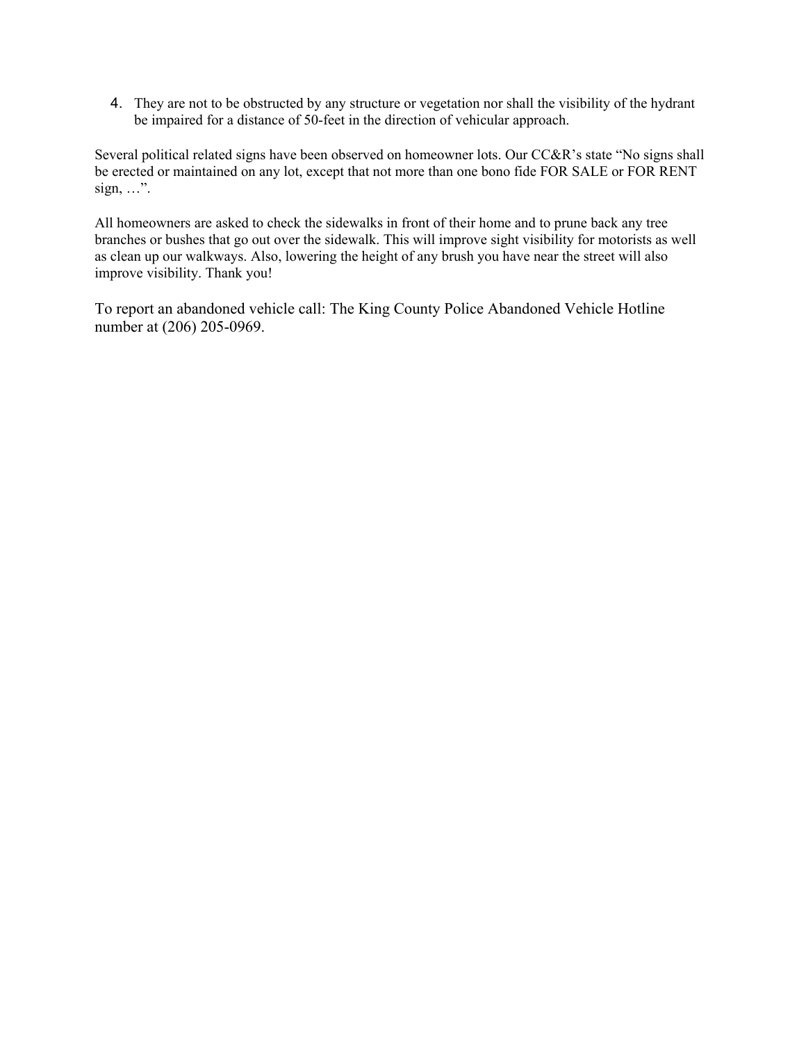4. They are not to be obstructed by any structure or vegetation nor shall the visibility of the hydrant be impaired for a distance of 50-feet in the direction of vehicular approach.

Several political related signs have been observed on homeowner lots. Our CC&R's state "No signs shall be erected or maintained on any lot, except that not more than one bono fide FOR SALE or FOR RENT sign, …".

All homeowners are asked to check the sidewalks in front of their home and to prune back any tree branches or bushes that go out over the sidewalk. This will improve sight visibility for motorists as well as clean up our walkways. Also, lowering the height of any brush you have near the street will also improve visibility. Thank you!

To report an abandoned vehicle call: The King County Police Abandoned Vehicle Hotline number at (206) 205-0969.